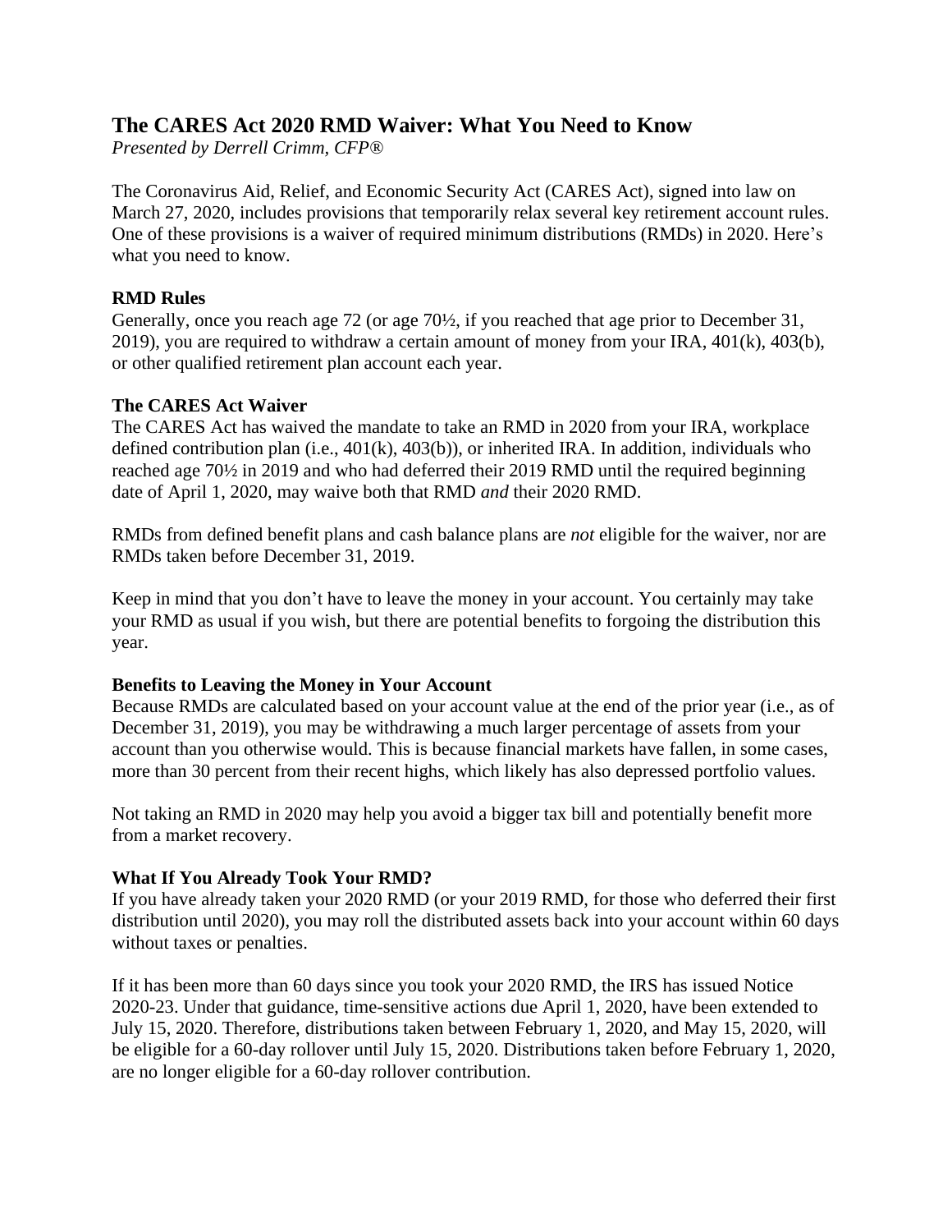# The CARES Act 2020 RMD Waiver: What You Need to Know

*Presented by Derrell Crimm, CFP®*

The Coronavirus Aid, Relief, and Economic Security Act (CARES Act), signed into law on March 27, 2020, includes provisions that temporarily relax several key retirement account rules. One of these provisions is a waiver of required minimum distributions (RMDs) in 2020. Here's what you need to know.

**RMD Rules**

Generally, once you reach age 72 (or age 70½, if you reached that age prior to December 31, 2019), you are required to withdraw a certain amount of money from your IRA, 401(k), 403(b), or other qualified retirement plan account each year.

**The CARES Act Waiver**

The CARES Act has waived the mandate to take an RMD in 2020 from your IRA, workplace defined contribution plan (i.e., 401(k), 403(b)), or inherited IRA. In addition, individuals who reached age 70½ in 2019 and who had deferred their 2019 RMD until the required beginning date of April 1, 2020, may waive both that RMD *and* their 2020 RMD.

RMDs from defined benefit plans and cash balance plans are *not* eligible for the waiver, nor are RMDs taken before December 31, 2019.

Keep in mind that you don't have to leave the money in your account. You certainly may take your RMD as usual if you wish, but there are potential benefits to forgoing the distribution this year.

**Benefits to Leaving the Money in Your Account**

Because RMDs are calculated based on your account value at the end of the prior year (i.e., as of December 31, 2019), you may be withdrawing a much larger percentage of assets from your account than you otherwise would. This is because financial markets have fallen, in some cases, more than 30 percent from their recent highs, which likely has also depressed portfolio values.

Not taking an RMD in 2020 may help you avoid a bigger tax bill and potentially benefit more from a market recovery.

**What If You Already Took Your RMD?**

If you have already taken your 2020 RMD (or your 2019 RMD, for those who deferred their first distribution until 2020), you may roll the distributed assets back into your account within 60 days without taxes or penalties.

If it has been more than 60 days since you took your 2020 RMD, the IRS has issued Notice 2020-23. Under that guidance, time-sensitive actions due April 1, 2020, have been extended to July 15, 2020. Therefore, distributions taken between February 1, 2020, and May 15, 2020, will be eligible for a 60-day rollover until July 15, 2020. Distributions taken before February 1, 2020, are no longer eligible for a 60-day rollover contribution.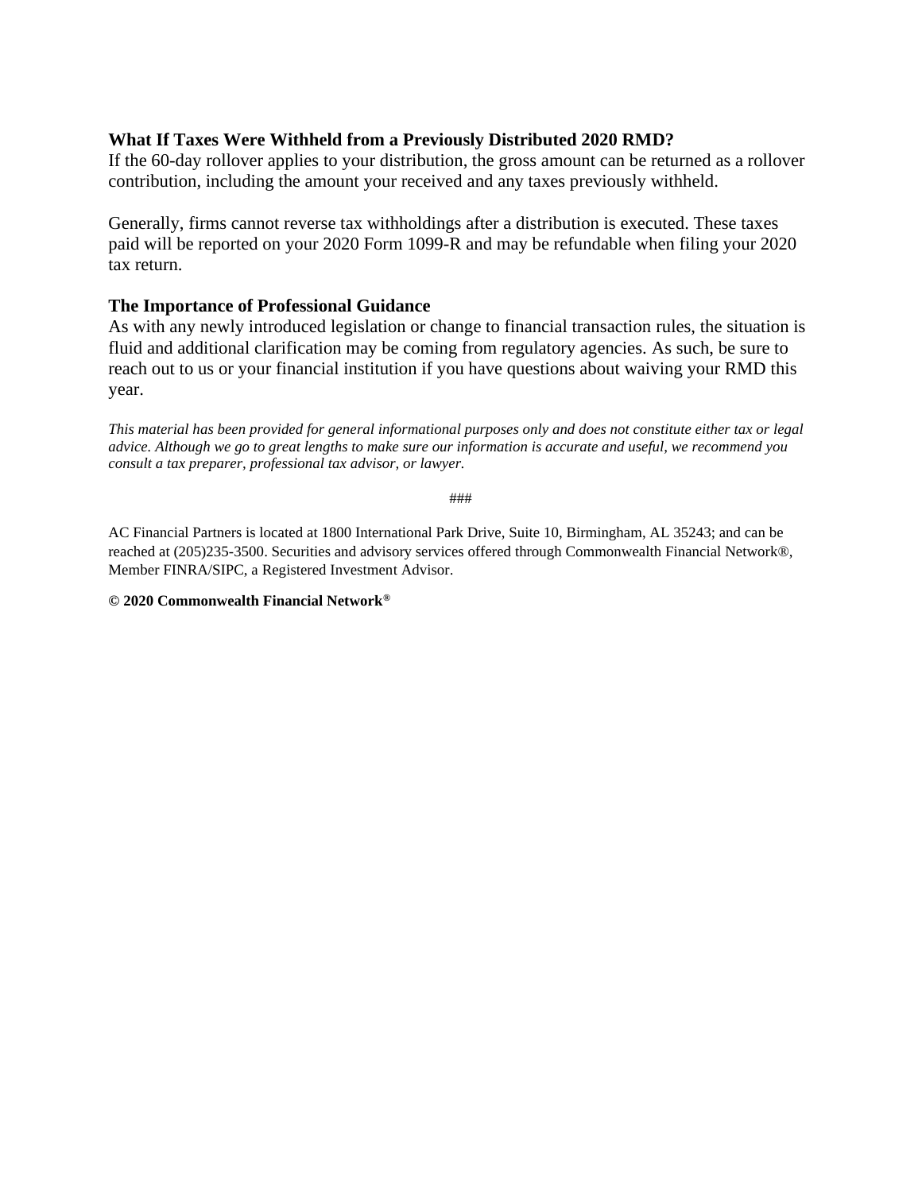## What If Taxes Were Withheld from a Previously Distributed 2020 RMD?

If the 60-day rollover applies to your distribution, the gross amount can be returned as a rollover contribution, including the amount your received and any taxes previously withheld.

Generally, firms cannot reverse tax withholdings after a distribution is executed. These taxes paid will be reported on your 2020 Form 1099-R and may be refundable when filing your 2020 tax return.

## The Importance of Professional Guidance

As with any newly introduced legislation or change to financial transaction rules, the situation is fluid and additional clarification may be coming from regulatory agencies. As such, be sure to reach out to us or your financial institution if you have questions about waiving your RMD this year.

*This material has been provided for general informational purposes only and does not constitute either tax or legal advice. Although we go to great lengths to make sure our information is accurate and useful, we recommend you consult a tax preparer, professional tax advisor, or lawyer.*

###

AC Financial Partners is located at 1800 International Park Drive, Suite 10, Birmingham, AL 35243; and can be reached at (205)235-3500. Securities and advisory services offered through Commonwealth Financial Network®, Member FINRA/SIPC, a Registered Investment Advisor.

**© 2020 Commonwealth Financial Network®**